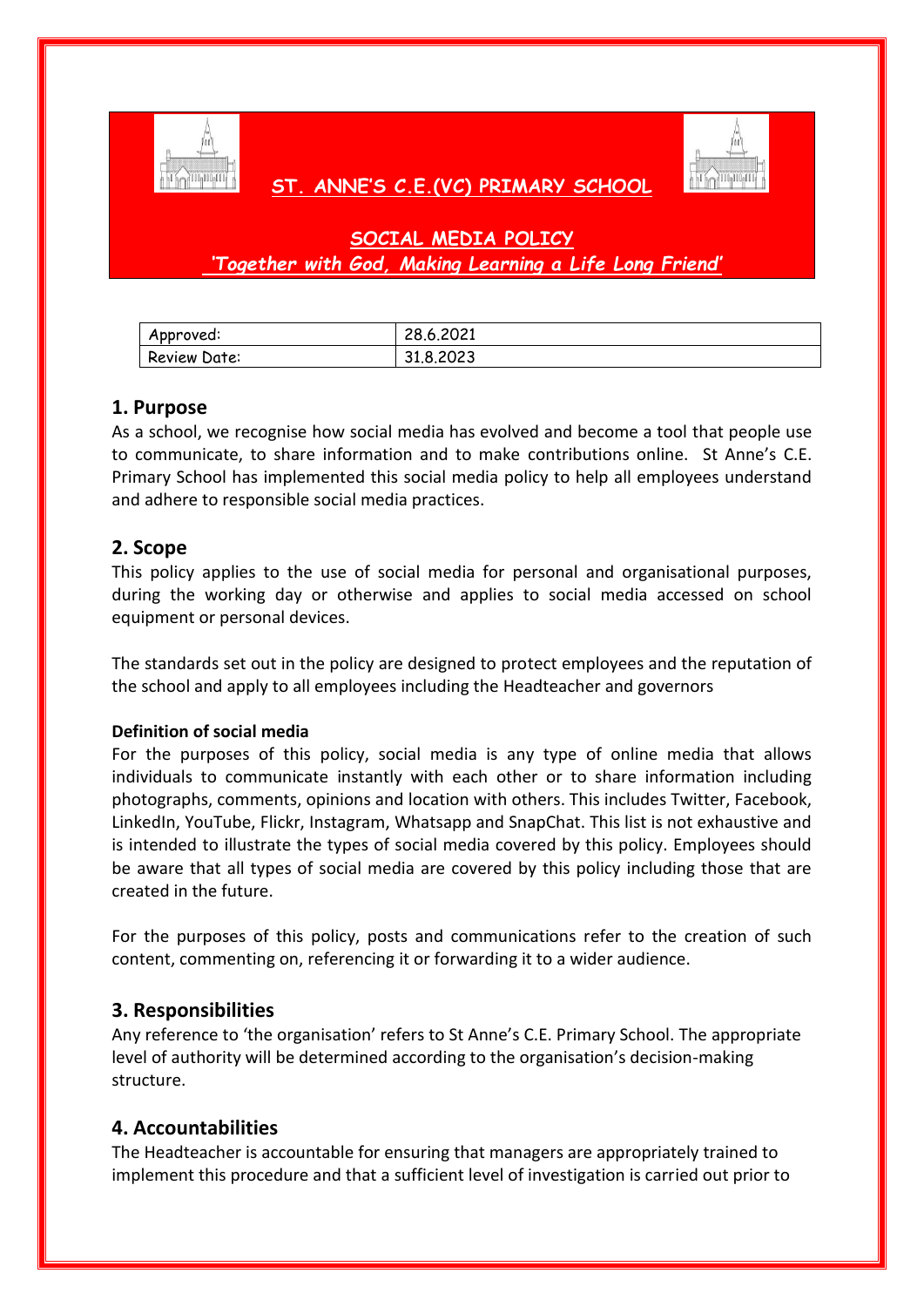# ST. ANNE'S C.E.(VC) PRIMARY SCHOOL

## SOCIAL MEDIA POLICY

***'Together with God, Making Learning a Life Long Friend'***

| Approved: | 28.6.2021 |
|---|---|
| Review Date: | 31.8.2023 |

## 1. Purpose

As a school, we recognise how social media has evolved and become a tool that people use to communicate, to share information and to make contributions online. St Anne's C.E. Primary School has implemented this social media policy to help all employees understand and adhere to responsible social media practices.

## 2. Scope

This policy applies to the use of social media for personal and organisational purposes, during the working day or otherwise and applies to social media accessed on school equipment or personal devices.

The standards set out in the policy are designed to protect employees and the reputation of the school and apply to all employees including the Headteacher and governors

**Definition of social media**

For the purposes of this policy, social media is any type of online media that allows individuals to communicate instantly with each other or to share information including photographs, comments, opinions and location with others. This includes Twitter, Facebook, LinkedIn, YouTube, Flickr, Instagram, Whatsapp and SnapChat. This list is not exhaustive and is intended to illustrate the types of social media covered by this policy. Employees should be aware that all types of social media are covered by this policy including those that are created in the future.

For the purposes of this policy, posts and communications refer to the creation of such content, commenting on, referencing it or forwarding it to a wider audience.

## 3. Responsibilities

Any reference to 'the organisation' refers to St Anne's C.E. Primary School. The appropriate level of authority will be determined according to the organisation's decision-making structure.

## 4. Accountabilities

The Headteacher is accountable for ensuring that managers are appropriately trained to implement this procedure and that a sufficient level of investigation is carried out prior to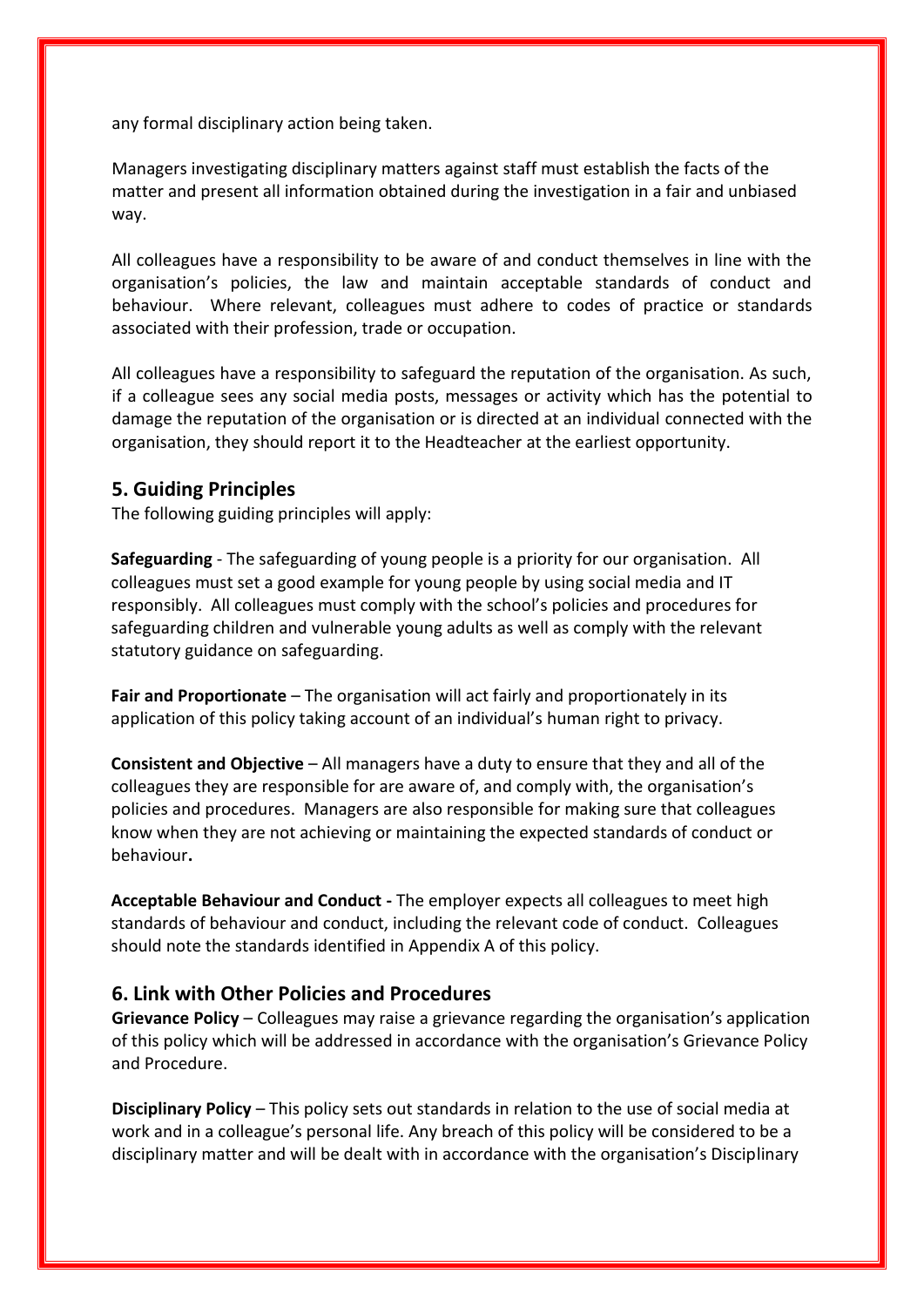any formal disciplinary action being taken.

Managers investigating disciplinary matters against staff must establish the facts of the matter and present all information obtained during the investigation in a fair and unbiased way.

All colleagues have a responsibility to be aware of and conduct themselves in line with the organisation's policies, the law and maintain acceptable standards of conduct and behaviour. Where relevant, colleagues must adhere to codes of practice or standards associated with their profession, trade or occupation.

All colleagues have a responsibility to safeguard the reputation of the organisation. As such, if a colleague sees any social media posts, messages or activity which has the potential to damage the reputation of the organisation or is directed at an individual connected with the organisation, they should report it to the Headteacher at the earliest opportunity.

## 5. Guiding Principles

The following guiding principles will apply:

**Safeguarding** - The safeguarding of young people is a priority for our organisation. All colleagues must set a good example for young people by using social media and IT responsibly. All colleagues must comply with the school's policies and procedures for safeguarding children and vulnerable young adults as well as comply with the relevant statutory guidance on safeguarding.

**Fair and Proportionate** – The organisation will act fairly and proportionately in its application of this policy taking account of an individual's human right to privacy.

**Consistent and Objective** – All managers have a duty to ensure that they and all of the colleagues they are responsible for are aware of, and comply with, the organisation's policies and procedures. Managers are also responsible for making sure that colleagues know when they are not achieving or maintaining the expected standards of conduct or behaviour**.**

**Acceptable Behaviour and Conduct -** The employer expects all colleagues to meet high standards of behaviour and conduct, including the relevant code of conduct. Colleagues should note the standards identified in Appendix A of this policy.

## 6. Link with Other Policies and Procedures

**Grievance Policy** – Colleagues may raise a grievance regarding the organisation's application of this policy which will be addressed in accordance with the organisation's Grievance Policy and Procedure.

**Disciplinary Policy** – This policy sets out standards in relation to the use of social media at work and in a colleague's personal life. Any breach of this policy will be considered to be a disciplinary matter and will be dealt with in accordance with the organisation's Disciplinary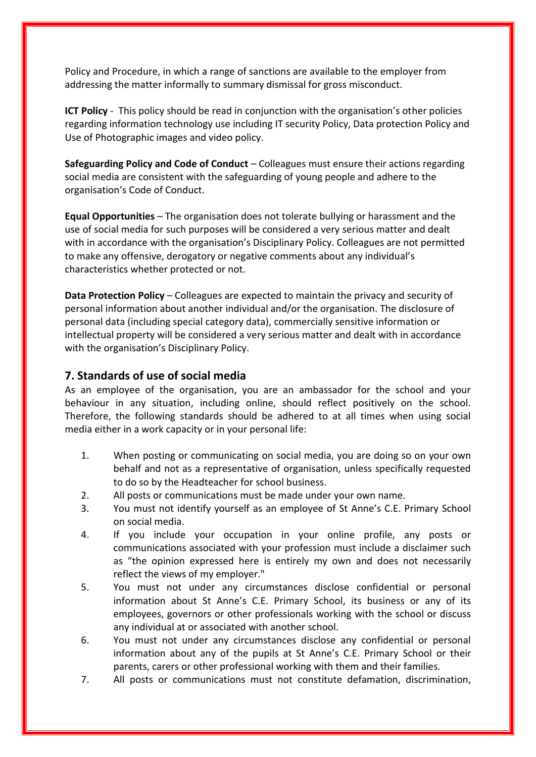Policy and Procedure, in which a range of sanctions are available to the employer from addressing the matter informally to summary dismissal for gross misconduct.

**ICT Policy** - This policy should be read in conjunction with the organisation's other policies regarding information technology use including IT security Policy, Data protection Policy and Use of Photographic images and video policy.

**Safeguarding Policy and Code of Conduct** – Colleagues must ensure their actions regarding social media are consistent with the safeguarding of young people and adhere to the organisation's Code of Conduct.

**Equal Opportunities** – The organisation does not tolerate bullying or harassment and the use of social media for such purposes will be considered a very serious matter and dealt with in accordance with the organisation's Disciplinary Policy. Colleagues are not permitted to make any offensive, derogatory or negative comments about any individual's characteristics whether protected or not.

**Data Protection Policy** – Colleagues are expected to maintain the privacy and security of personal information about another individual and/or the organisation. The disclosure of personal data (including special category data), commercially sensitive information or intellectual property will be considered a very serious matter and dealt with in accordance with the organisation's Disciplinary Policy.

## 7. Standards of use of social media

As an employee of the organisation, you are an ambassador for the school and your behaviour in any situation, including online, should reflect positively on the school. Therefore, the following standards should be adhered to at all times when using social media either in a work capacity or in your personal life:

1. When posting or communicating on social media, you are doing so on your own behalf and not as a representative of organisation, unless specifically requested to do so by the Headteacher for school business.
2. All posts or communications must be made under your own name.
3. You must not identify yourself as an employee of St Anne's C.E. Primary School on social media.
4. If you include your occupation in your online profile, any posts or communications associated with your profession must include a disclaimer such as "the opinion expressed here is entirely my own and does not necessarily reflect the views of my employer."
5. You must not under any circumstances disclose confidential or personal information about St Anne's C.E. Primary School, its business or any of its employees, governors or other professionals working with the school or discuss any individual at or associated with another school.
6. You must not under any circumstances disclose any confidential or personal information about any of the pupils at St Anne's C.E. Primary School or their parents, carers or other professional working with them and their families.
7. All posts or communications must not constitute defamation, discrimination,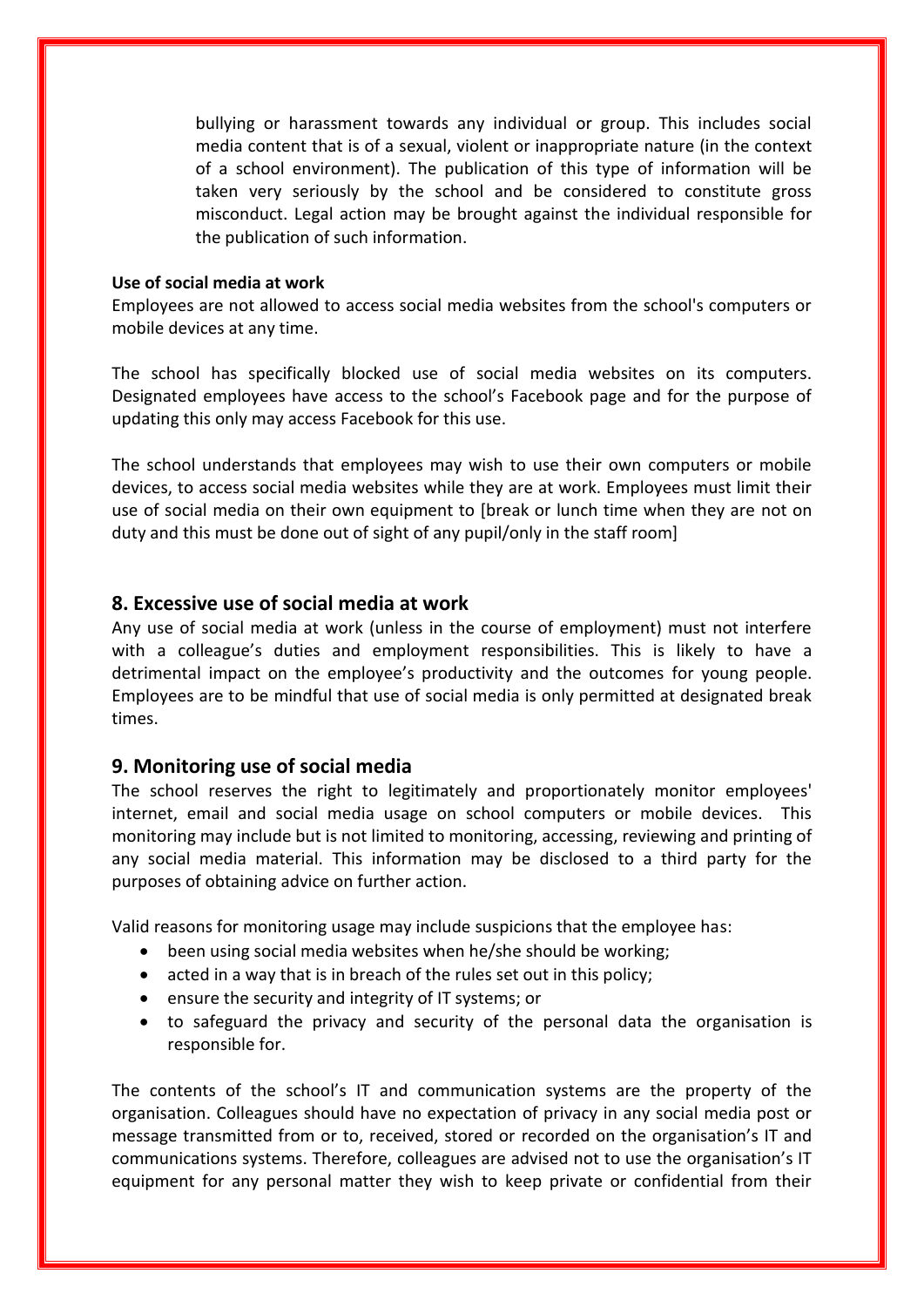bullying or harassment towards any individual or group. This includes social media content that is of a sexual, violent or inappropriate nature (in the context of a school environment). The publication of this type of information will be taken very seriously by the school and be considered to constitute gross misconduct. Legal action may be brought against the individual responsible for the publication of such information.

**Use of social media at work**

Employees are not allowed to access social media websites from the school's computers or mobile devices at any time.

The school has specifically blocked use of social media websites on its computers. Designated employees have access to the school's Facebook page and for the purpose of updating this only may access Facebook for this use.

The school understands that employees may wish to use their own computers or mobile devices, to access social media websites while they are at work. Employees must limit their use of social media on their own equipment to [break or lunch time when they are not on duty and this must be done out of sight of any pupil/only in the staff room]

## 8. Excessive use of social media at work

Any use of social media at work (unless in the course of employment) must not interfere with a colleague's duties and employment responsibilities. This is likely to have a detrimental impact on the employee's productivity and the outcomes for young people. Employees are to be mindful that use of social media is only permitted at designated break times.

## 9. Monitoring use of social media

The school reserves the right to legitimately and proportionately monitor employees' internet, email and social media usage on school computers or mobile devices. This monitoring may include but is not limited to monitoring, accessing, reviewing and printing of any social media material. This information may be disclosed to a third party for the purposes of obtaining advice on further action.

Valid reasons for monitoring usage may include suspicions that the employee has:

- been using social media websites when he/she should be working;
- acted in a way that is in breach of the rules set out in this policy;
- ensure the security and integrity of IT systems; or
- to safeguard the privacy and security of the personal data the organisation is responsible for.

The contents of the school's IT and communication systems are the property of the organisation. Colleagues should have no expectation of privacy in any social media post or message transmitted from or to, received, stored or recorded on the organisation's IT and communications systems. Therefore, colleagues are advised not to use the organisation's IT equipment for any personal matter they wish to keep private or confidential from their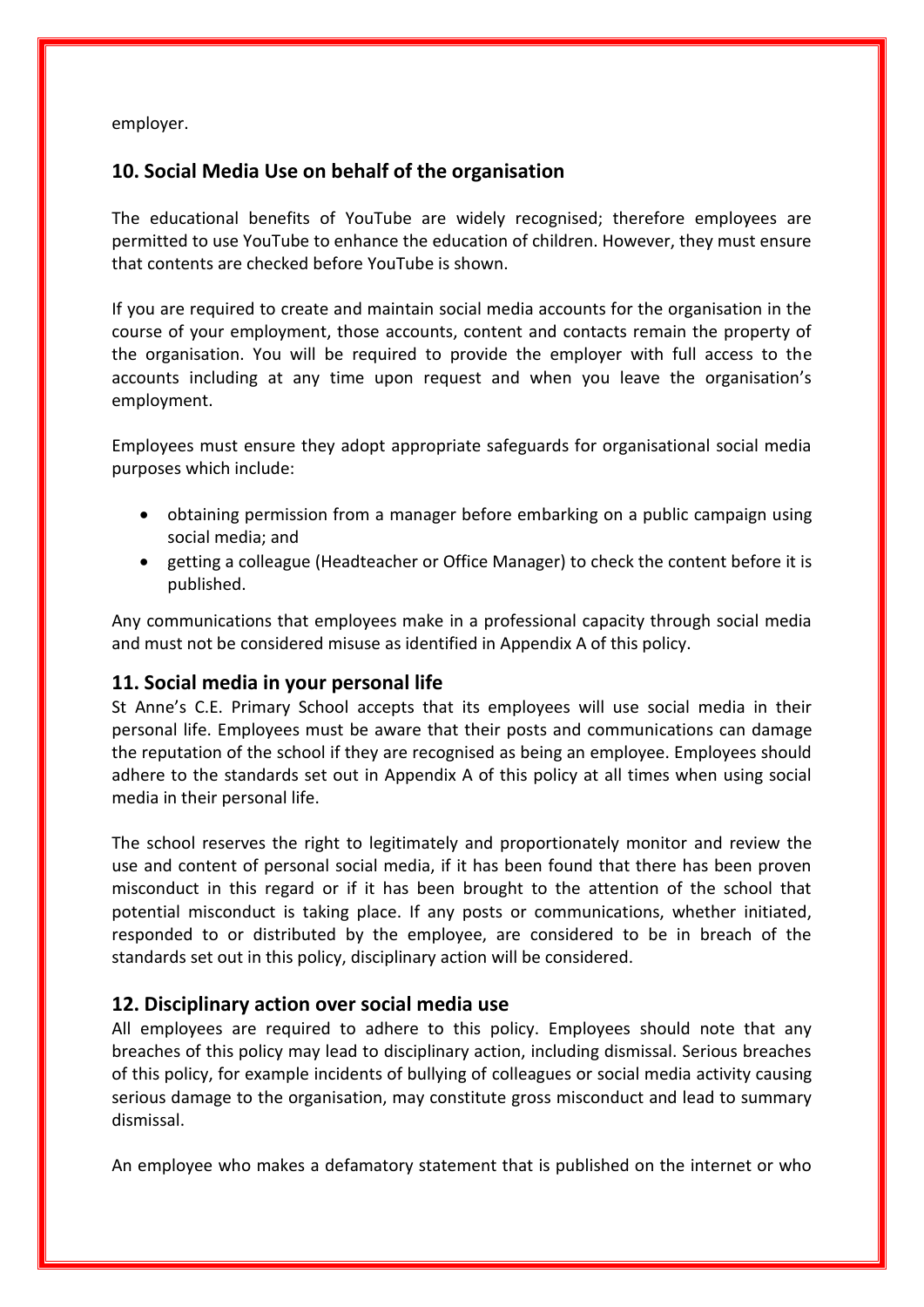employer.

## 10. Social Media Use on behalf of the organisation

The educational benefits of YouTube are widely recognised; therefore employees are permitted to use YouTube to enhance the education of children. However, they must ensure that contents are checked before YouTube is shown.

If you are required to create and maintain social media accounts for the organisation in the course of your employment, those accounts, content and contacts remain the property of the organisation. You will be required to provide the employer with full access to the accounts including at any time upon request and when you leave the organisation's employment.

Employees must ensure they adopt appropriate safeguards for organisational social media purposes which include:

- obtaining permission from a manager before embarking on a public campaign using social media; and
- getting a colleague (Headteacher or Office Manager) to check the content before it is published.

Any communications that employees make in a professional capacity through social media and must not be considered misuse as identified in Appendix A of this policy.

## 11. Social media in your personal life

St Anne's C.E. Primary School accepts that its employees will use social media in their personal life. Employees must be aware that their posts and communications can damage the reputation of the school if they are recognised as being an employee. Employees should adhere to the standards set out in Appendix A of this policy at all times when using social media in their personal life.

The school reserves the right to legitimately and proportionately monitor and review the use and content of personal social media, if it has been found that there has been proven misconduct in this regard or if it has been brought to the attention of the school that potential misconduct is taking place. If any posts or communications, whether initiated, responded to or distributed by the employee, are considered to be in breach of the standards set out in this policy, disciplinary action will be considered.

## 12. Disciplinary action over social media use

All employees are required to adhere to this policy. Employees should note that any breaches of this policy may lead to disciplinary action, including dismissal. Serious breaches of this policy, for example incidents of bullying of colleagues or social media activity causing serious damage to the organisation, may constitute gross misconduct and lead to summary dismissal.

An employee who makes a defamatory statement that is published on the internet or who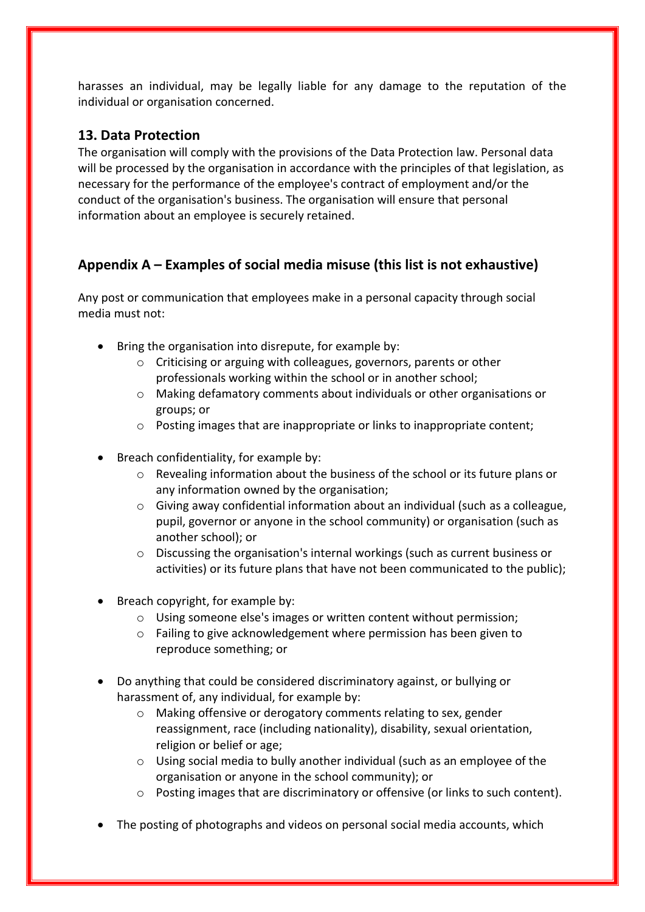harasses an individual, may be legally liable for any damage to the reputation of the individual or organisation concerned.

## 13. Data Protection

The organisation will comply with the provisions of the Data Protection law. Personal data will be processed by the organisation in accordance with the principles of that legislation, as necessary for the performance of the employee's contract of employment and/or the conduct of the organisation's business. The organisation will ensure that personal information about an employee is securely retained.

## Appendix A – Examples of social media misuse (this list is not exhaustive)

Any post or communication that employees make in a personal capacity through social media must not:

- Bring the organisation into disrepute, for example by:
    - Criticising or arguing with colleagues, governors, parents or other professionals working within the school or in another school;
    - Making defamatory comments about individuals or other organisations or groups; or
    - Posting images that are inappropriate or links to inappropriate content;

- Breach confidentiality, for example by:
    - Revealing information about the business of the school or its future plans or any information owned by the organisation;
    - Giving away confidential information about an individual (such as a colleague, pupil, governor or anyone in the school community) or organisation (such as another school); or
    - Discussing the organisation's internal workings (such as current business or activities) or its future plans that have not been communicated to the public);

- Breach copyright, for example by:
    - Using someone else's images or written content without permission;
    - Failing to give acknowledgement where permission has been given to reproduce something; or

- Do anything that could be considered discriminatory against, or bullying or harassment of, any individual, for example by:
    - Making offensive or derogatory comments relating to sex, gender reassignment, race (including nationality), disability, sexual orientation, religion or belief or age;
    - Using social media to bully another individual (such as an employee of the organisation or anyone in the school community); or
    - Posting images that are discriminatory or offensive (or links to such content).

- The posting of photographs and videos on personal social media accounts, which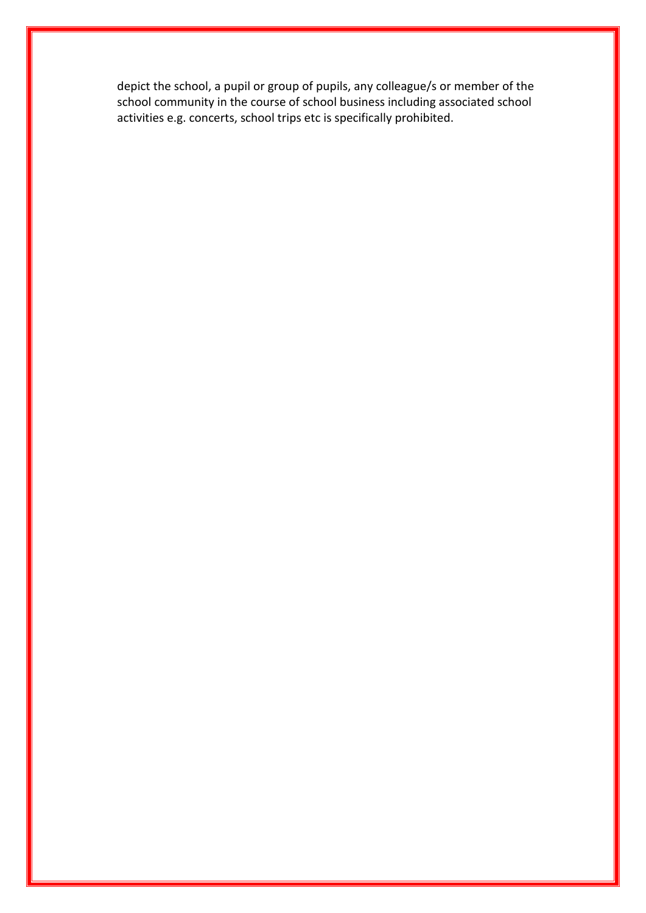depict the school, a pupil or group of pupils, any colleague/s or member of the school community in the course of school business including associated school activities e.g. concerts, school trips etc is specifically prohibited.